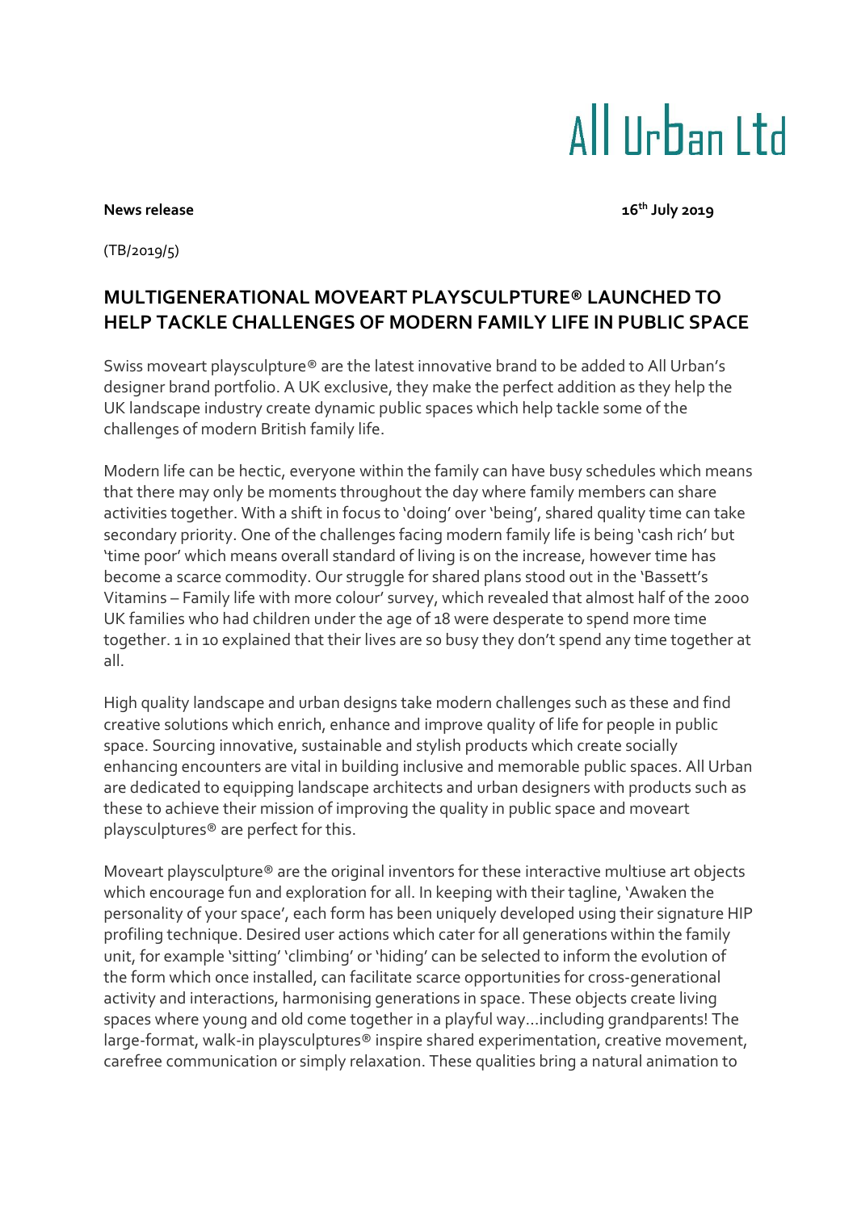All Urban Ltd

**News release** **16th July 2019**

(TB/2019/5)

## MULTIGENERATIONAL MOVEART PLAYSCULPTURE® LAUNCHED TO HELP TACKLE CHALLENGES OF MODERN FAMILY LIFE IN PUBLIC SPACE

Swiss moveart playsculpture® are the latest innovative brand to be added to All Urban's designer brand portfolio. A UK exclusive, they make the perfect addition as they help the UK landscape industry create dynamic public spaces which help tackle some of the challenges of modern British family life.

Modern life can be hectic, everyone within the family can have busy schedules which means that there may only be moments throughout the day where family members can share activities together. With a shift in focus to 'doing' over 'being', shared quality time can take secondary priority. One of the challenges facing modern family life is being 'cash rich' but 'time poor' which means overall standard of living is on the increase, however time has become a scarce commodity. Our struggle for shared plans stood out in the 'Bassett's Vitamins – Family life with more colour' survey, which revealed that almost half of the 2000 UK families who had children under the age of 18 were desperate to spend more time together. 1 in 10 explained that their lives are so busy they don't spend any time together at all.

High quality landscape and urban designs take modern challenges such as these and find creative solutions which enrich, enhance and improve quality of life for people in public space. Sourcing innovative, sustainable and stylish products which create socially enhancing encounters are vital in building inclusive and memorable public spaces. All Urban are dedicated to equipping landscape architects and urban designers with products such as these to achieve their mission of improving the quality in public space and moveart playsculptures® are perfect for this.

Moveart playsculpture® are the original inventors for these interactive multiuse art objects which encourage fun and exploration for all. In keeping with their tagline, 'Awaken the personality of your space', each form has been uniquely developed using their signature HIP profiling technique. Desired user actions which cater for all generations within the family unit, for example 'sitting' 'climbing' or 'hiding' can be selected to inform the evolution of the form which once installed, can facilitate scarce opportunities for cross-generational activity and interactions, harmonising generations in space. These objects create living spaces where young and old come together in a playful way...including grandparents! The large-format, walk-in playsculptures® inspire shared experimentation, creative movement, carefree communication or simply relaxation. These qualities bring a natural animation to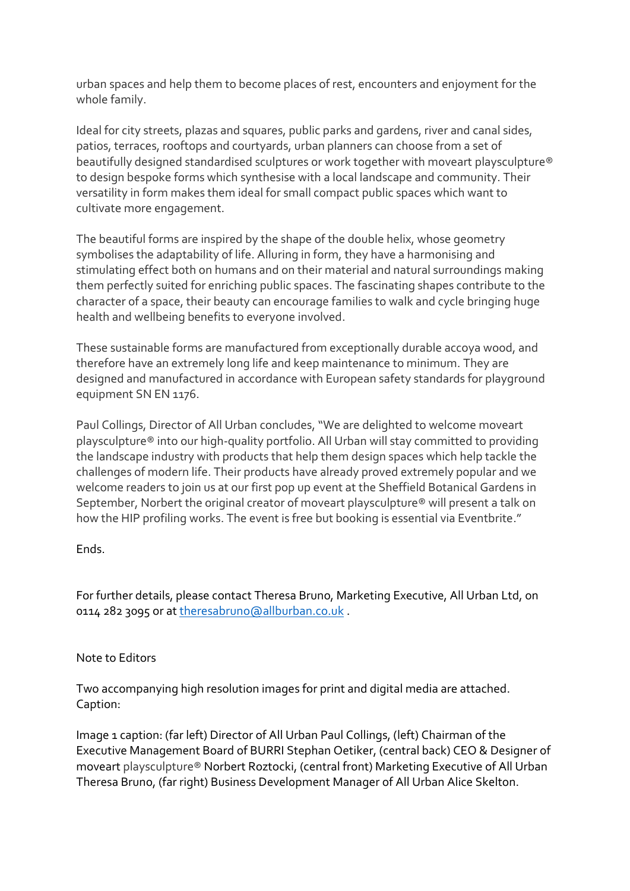urban spaces and help them to become places of rest, encounters and enjoyment for the whole family.

Ideal for city streets, plazas and squares, public parks and gardens, river and canal sides, patios, terraces, rooftops and courtyards, urban planners can choose from a set of beautifully designed standardised sculptures or work together with moveart playsculpture® to design bespoke forms which synthesise with a local landscape and community. Their versatility in form makes them ideal for small compact public spaces which want to cultivate more engagement.

The beautiful forms are inspired by the shape of the double helix, whose geometry symbolises the adaptability of life. Alluring in form, they have a harmonising and stimulating effect both on humans and on their material and natural surroundings making them perfectly suited for enriching public spaces. The fascinating shapes contribute to the character of a space, their beauty can encourage families to walk and cycle bringing huge health and wellbeing benefits to everyone involved.

These sustainable forms are manufactured from exceptionally durable accoya wood, and therefore have an extremely long life and keep maintenance to minimum. They are designed and manufactured in accordance with European safety standards for playground equipment SN EN 1176.

Paul Collings, Director of All Urban concludes, "We are delighted to welcome moveart playsculpture® into our high-quality portfolio. All Urban will stay committed to providing the landscape industry with products that help them design spaces which help tackle the challenges of modern life. Their products have already proved extremely popular and we welcome readers to join us at our first pop up event at the Sheffield Botanical Gardens in September, Norbert the original creator of moveart playsculpture® will present a talk on how the HIP profiling works. The event is free but booking is essential via Eventbrite."

Ends.

For further details, please contact Theresa Bruno, Marketing Executive, All Urban Ltd, on 0114 282 3095 or at theresabruno@allburban.co.uk .

Note to Editors

Two accompanying high resolution images for print and digital media are attached.
Caption:

Image 1 caption: (far left) Director of All Urban Paul Collings, (left) Chairman of the Executive Management Board of BURRI Stephan Oetiker, (central back) CEO & Designer of moveart playsculpture® Norbert Roztocki, (central front) Marketing Executive of All Urban Theresa Bruno, (far right) Business Development Manager of All Urban Alice Skelton.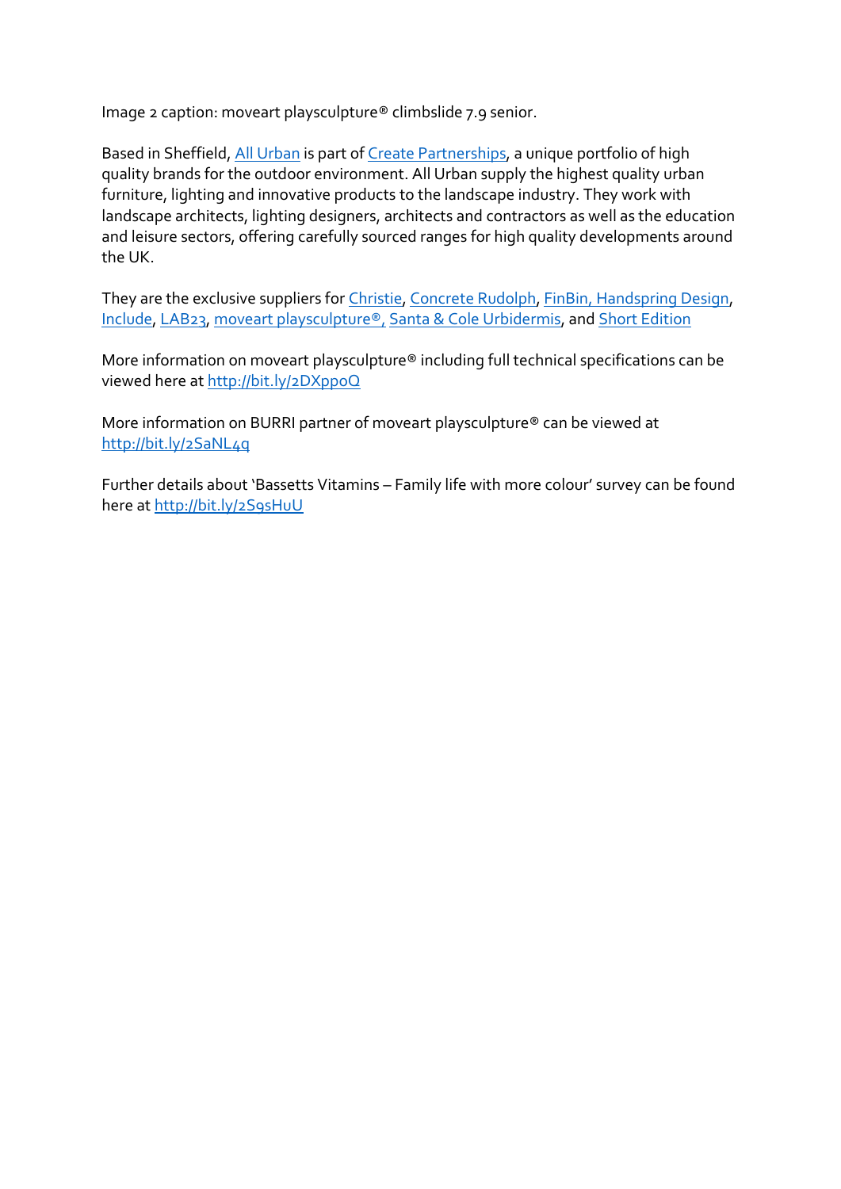Image 2 caption: moveart playsculpture® climbslide 7.9 senior.

Based in Sheffield, All Urban is part of Create Partnerships, a unique portfolio of high quality brands for the outdoor environment. All Urban supply the highest quality urban furniture, lighting and innovative products to the landscape industry. They work with landscape architects, lighting designers, architects and contractors as well as the education and leisure sectors, offering carefully sourced ranges for high quality developments around the UK.

They are the exclusive suppliers for Christie, Concrete Rudolph, FinBin, Handspring Design, Include, LAB23, moveart playsculpture®, Santa & Cole Urbidermis, and Short Edition

More information on moveart playsculpture® including full technical specifications can be viewed here at http://bit.ly/2DXppoQ

More information on BURRI partner of moveart playsculpture® can be viewed at http://bit.ly/2SaNL4q

Further details about 'Bassetts Vitamins – Family life with more colour' survey can be found here at http://bit.ly/2S9sHuU